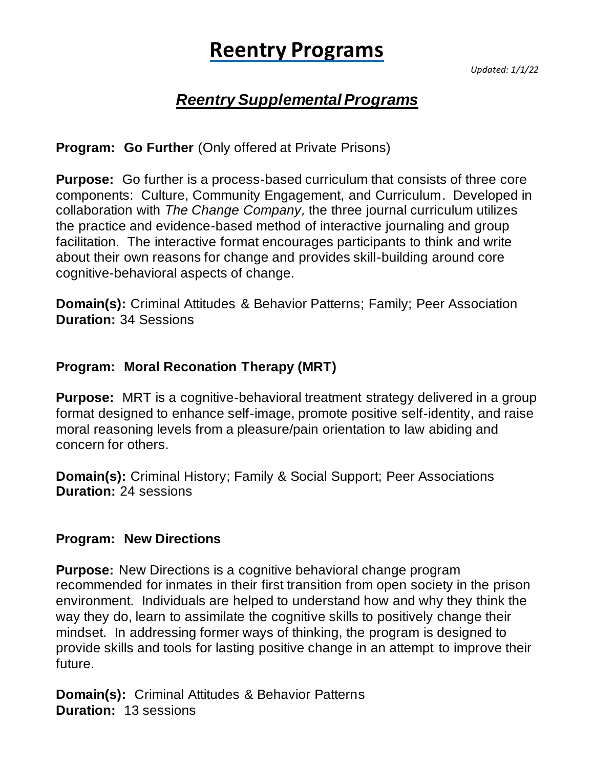# Reentry Programs

*Updated: 1/1/22*

## ***Reentry Supplemental Programs***

**Program: Go Further** (Only offered at Private Prisons)

**Purpose:** Go further is a process-based curriculum that consists of three core components: Culture, Community Engagement, and Curriculum. Developed in collaboration with *The Change Company,* the three journal curriculum utilizes the practice and evidence-based method of interactive journaling and group facilitation. The interactive format encourages participants to think and write about their own reasons for change and provides skill-building around core cognitive-behavioral aspects of change.

**Domain(s):** Criminal Attitudes & Behavior Patterns; Family; Peer Association
**Duration:** 34 Sessions

**Program: Moral Reconation Therapy (MRT)**

**Purpose:** MRT is a cognitive-behavioral treatment strategy delivered in a group format designed to enhance self-image, promote positive self-identity, and raise moral reasoning levels from a pleasure/pain orientation to law abiding and concern for others.

**Domain(s):** Criminal History; Family & Social Support; Peer Associations
**Duration:** 24 sessions

**Program: New Directions**

**Purpose:** New Directions is a cognitive behavioral change program recommended for inmates in their first transition from open society in the prison environment. Individuals are helped to understand how and why they think the way they do, learn to assimilate the cognitive skills to positively change their mindset. In addressing former ways of thinking, the program is designed to provide skills and tools for lasting positive change in an attempt to improve their future.

**Domain(s):** Criminal Attitudes & Behavior Patterns
**Duration:** 13 sessions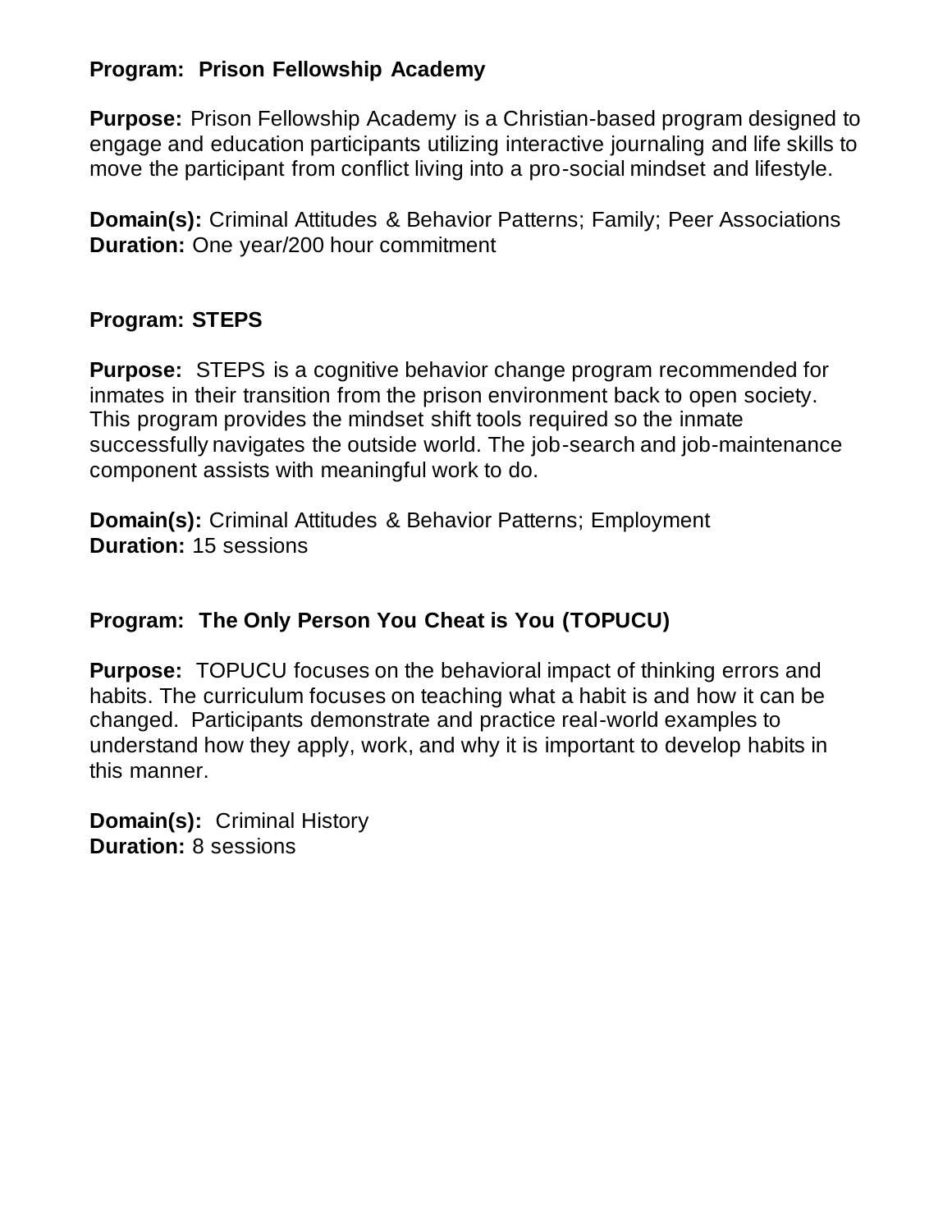**Program: Prison Fellowship Academy**

**Purpose:** Prison Fellowship Academy is a Christian-based program designed to engage and education participants utilizing interactive journaling and life skills to move the participant from conflict living into a pro-social mindset and lifestyle.

**Domain(s):** Criminal Attitudes & Behavior Patterns; Family; Peer Associations
**Duration:** One year/200 hour commitment

**Program: STEPS**

**Purpose:** STEPS is a cognitive behavior change program recommended for inmates in their transition from the prison environment back to open society. This program provides the mindset shift tools required so the inmate successfully navigates the outside world. The job-search and job-maintenance component assists with meaningful work to do.

**Domain(s):** Criminal Attitudes & Behavior Patterns; Employment
**Duration:** 15 sessions

**Program: The Only Person You Cheat is You (TOPUCU)**

**Purpose:** TOPUCU focuses on the behavioral impact of thinking errors and habits. The curriculum focuses on teaching what a habit is and how it can be changed. Participants demonstrate and practice real-world examples to understand how they apply, work, and why it is important to develop habits in this manner.

**Domain(s):** Criminal History
**Duration:** 8 sessions